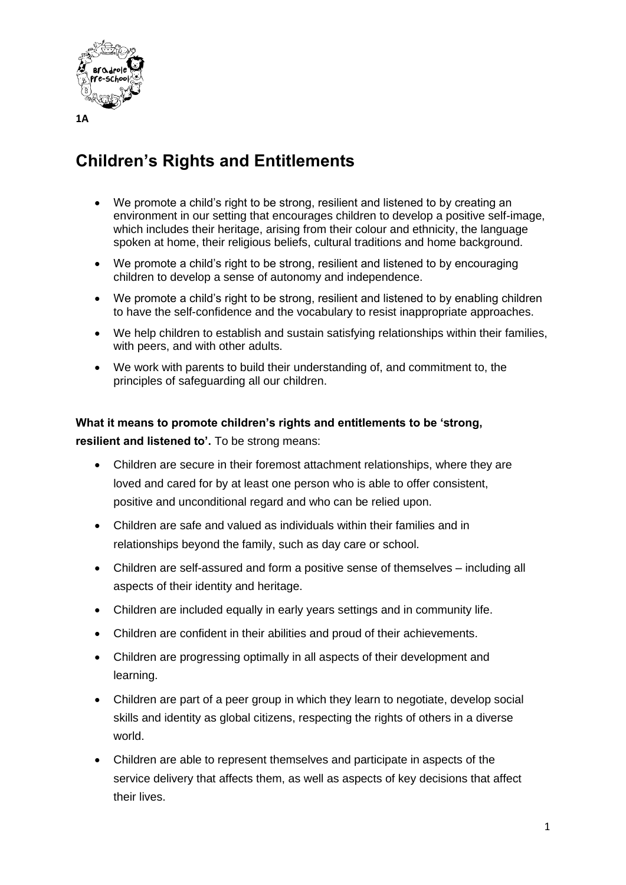1A

# Children's Rights and Entitlements

- We promote a child's right to be strong, resilient and listened to by creating an environment in our setting that encourages children to develop a positive self-image, which includes their heritage, arising from their colour and ethnicity, the language spoken at home, their religious beliefs, cultural traditions and home background.
- We promote a child's right to be strong, resilient and listened to by encouraging children to develop a sense of autonomy and independence.
- We promote a child's right to be strong, resilient and listened to by enabling children to have the self-confidence and the vocabulary to resist inappropriate approaches.
- We help children to establish and sustain satisfying relationships within their families, with peers, and with other adults.
- We work with parents to build their understanding of, and commitment to, the principles of safeguarding all our children.

**What it means to promote children's rights and entitlements to be 'strong, resilient and listened to'.** To be strong means:

- Children are secure in their foremost attachment relationships, where they are loved and cared for by at least one person who is able to offer consistent, positive and unconditional regard and who can be relied upon.
- Children are safe and valued as individuals within their families and in relationships beyond the family, such as day care or school.
- Children are self-assured and form a positive sense of themselves – including all aspects of their identity and heritage.
- Children are included equally in early years settings and in community life.
- Children are confident in their abilities and proud of their achievements.
- Children are progressing optimally in all aspects of their development and learning.
- Children are part of a peer group in which they learn to negotiate, develop social skills and identity as global citizens, respecting the rights of others in a diverse world.
- Children are able to represent themselves and participate in aspects of the service delivery that affects them, as well as aspects of key decisions that affect their lives.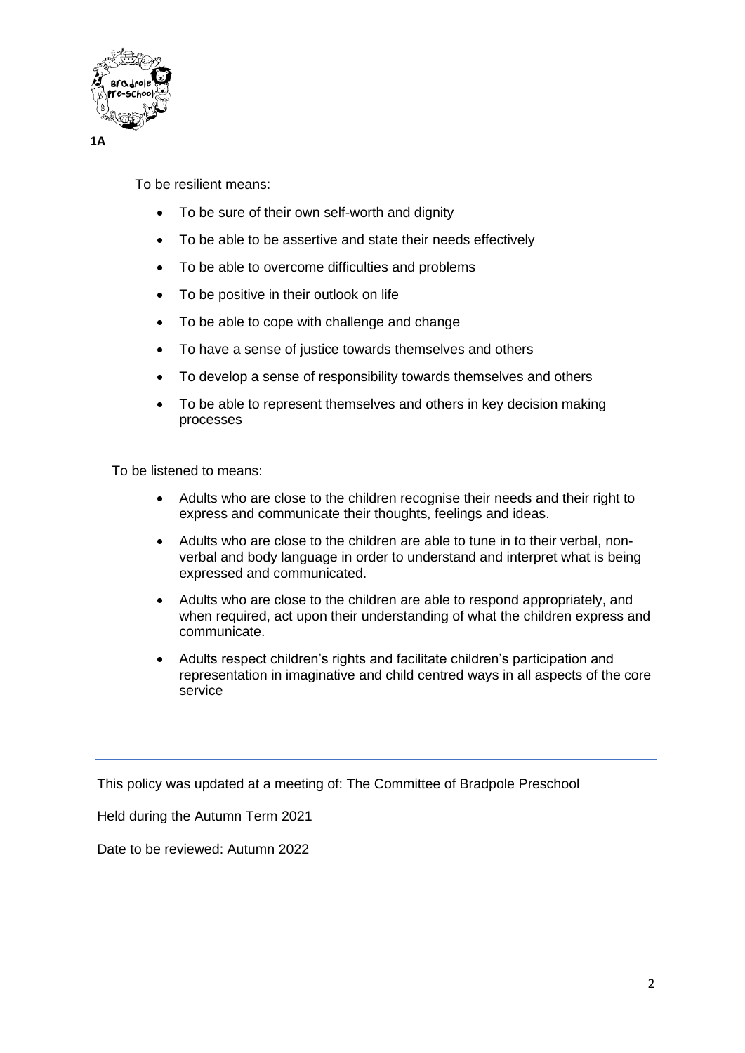**1A**

To be resilient means:

- To be sure of their own self-worth and dignity
- To be able to be assertive and state their needs effectively
- To be able to overcome difficulties and problems
- To be positive in their outlook on life
- To be able to cope with challenge and change
- To have a sense of justice towards themselves and others
- To develop a sense of responsibility towards themselves and others
- To be able to represent themselves and others in key decision making processes

To be listened to means:

- Adults who are close to the children recognise their needs and their right to express and communicate their thoughts, feelings and ideas.
- Adults who are close to the children are able to tune in to their verbal, non-verbal and body language in order to understand and interpret what is being expressed and communicated.
- Adults who are close to the children are able to respond appropriately, and when required, act upon their understanding of what the children express and communicate.
- Adults respect children's rights and facilitate children's participation and representation in imaginative and child centred ways in all aspects of the core service

This policy was updated at a meeting of: The Committee of Bradpole Preschool

Held during the Autumn Term 2021

Date to be reviewed: Autumn 2022